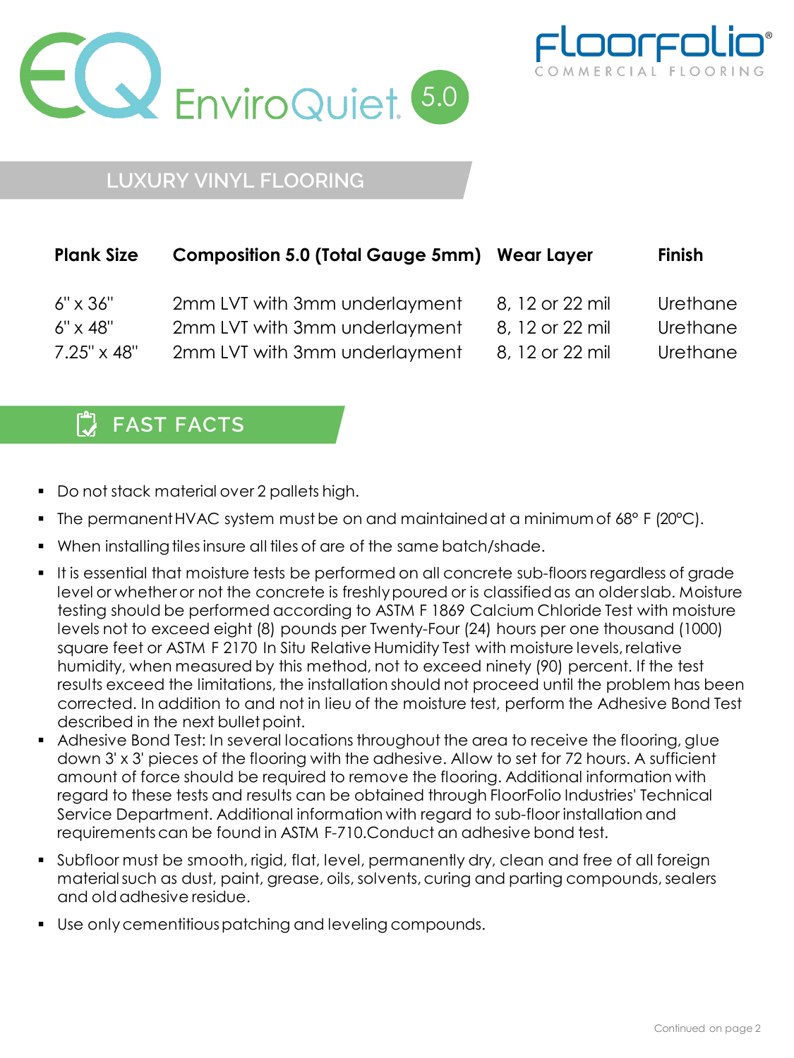# EQ EnviroQuiet 5.0

FloorFolio®
COMMERCIAL FLOORING

## LUXURY VINYL FLOORING

| Plank Size | Composition 5.0 (Total Gauge 5mm) | Wear Layer | Finish |
|---|---|---|---|
| 6" x 36" | 2mm LVT with 3mm underlayment | 8, 12 or 22 mil | Urethane |
| 6" x 48" | 2mm LVT with 3mm underlayment | 8, 12 or 22 mil | Urethane |
| 7.25" x 48" | 2mm LVT with 3mm underlayment | 8, 12 or 22 mil | Urethane |

## FAST FACTS

- Do not stack material over 2 pallets high.
- The permanent HVAC system must be on and maintained at a minimum of 68° F (20°C).
- When installing tiles insure all tiles of are of the same batch/shade.
- It is essential that moisture tests be performed on all concrete sub-floors regardless of grade level or whether or not the concrete is freshly poured or is classified as an older slab. Moisture testing should be performed according to ASTM F 1869 Calcium Chloride Test with moisture levels not to exceed eight (8) pounds per Twenty-Four (24) hours per one thousand (1000) square feet or ASTM F 2170 In Situ Relative Humidity Test with moisture levels, relative humidity, when measured by this method, not to exceed ninety (90) percent. If the test results exceed the limitations, the installation should not proceed until the problem has been corrected. In addition to and not in lieu of the moisture test, perform the Adhesive Bond Test described in the next bullet point.
- Adhesive Bond Test: In several locations throughout the area to receive the flooring, glue down 3' x 3' pieces of the flooring with the adhesive. Allow to set for 72 hours. A sufficient amount of force should be required to remove the flooring. Additional information with regard to these tests and results can be obtained through FloorFolio Industries' Technical Service Department. Additional information with regard to sub-floor installation and requirements can be found in ASTM F-710.Conduct an adhesive bond test.
- Subfloor must be smooth, rigid, flat, level, permanently dry, clean and free of all foreign material such as dust, paint, grease, oils, solvents, curing and parting compounds, sealers and old adhesive residue.
- Use only cementitious patching and leveling compounds.

Continued on page 2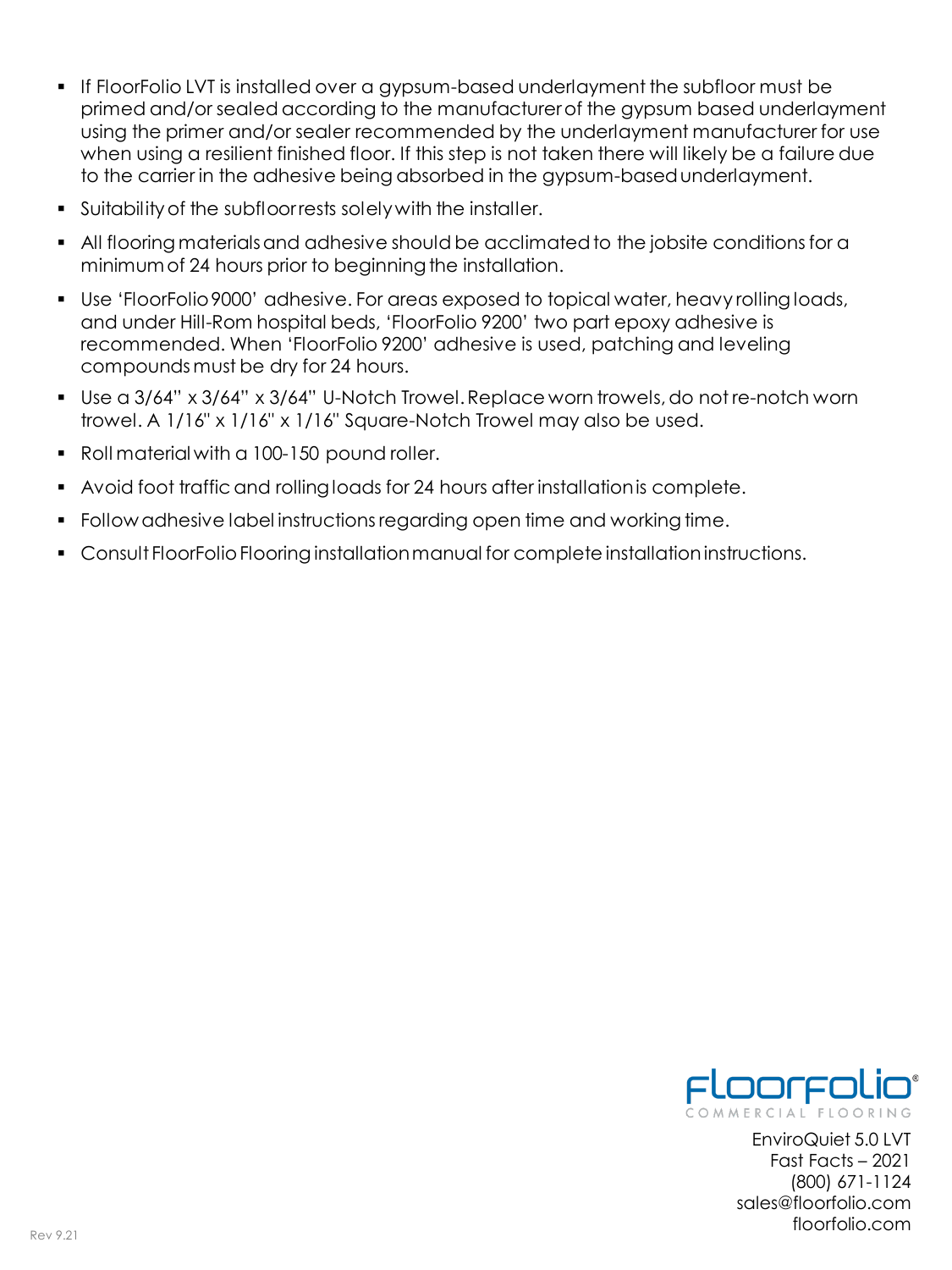- If FloorFolio LVT is installed over a gypsum-based underlayment the subfloor must be primed and/or sealed according to the manufacturer of the gypsum based underlayment using the primer and/or sealer recommended by the underlayment manufacturer for use when using a resilient finished floor. If this step is not taken there will likely be a failure due to the carrier in the adhesive being absorbed in the gypsum-based underlayment.
- Suitability of the subfloor rests solely with the installer.
- All flooring materials and adhesive should be acclimated to the jobsite conditions for a minimum of 24 hours prior to beginning the installation.
- Use 'FloorFolio 9000' adhesive. For areas exposed to topical water, heavy rolling loads, and under Hill-Rom hospital beds, 'FloorFolio 9200' two part epoxy adhesive is recommended. When 'FloorFolio 9200' adhesive is used, patching and leveling compounds must be dry for 24 hours.
- Use a 3/64" x 3/64" x 3/64" U-Notch Trowel. Replace worn trowels, do not re-notch worn trowel. A 1/16" x 1/16" x 1/16" Square-Notch Trowel may also be used.
- Roll material with a 100-150 pound roller.
- Avoid foot traffic and rolling loads for 24 hours after installation is complete.
- Follow adhesive label instructions regarding open time and working time.
- Consult FloorFolio Flooring installation manual for complete installation instructions.

FloorFolio®
COMMERCIAL FLOORING

EnviroQuiet 5.0 LVT
Fast Facts – 2021
(800) 671-1124
sales@floorfolio.com
floorfolio.com

Rev 9.21